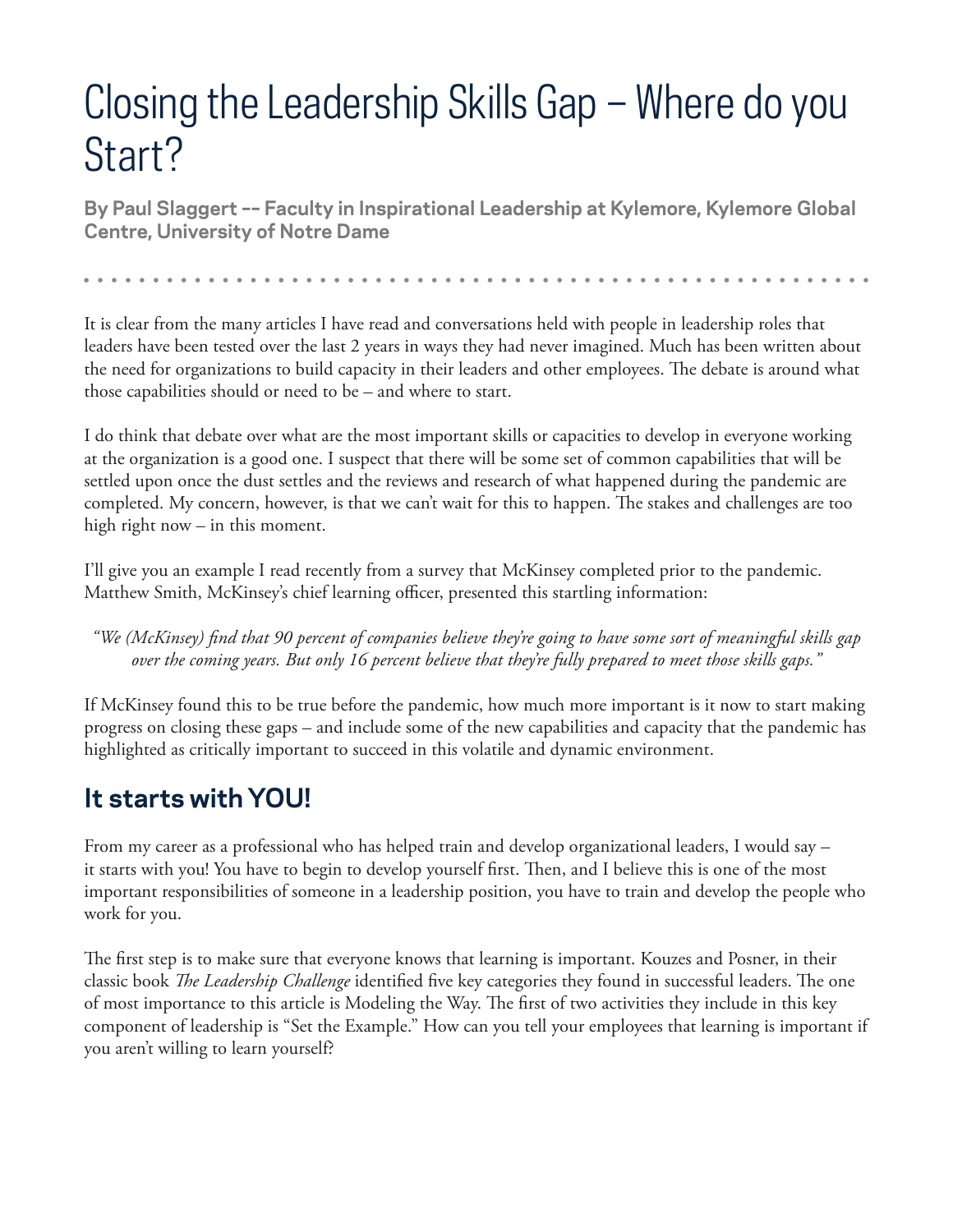# Closing the Leadership Skills Gap – Where do you Start?

**By Paul Slaggert -- Faculty in Inspirational Leadership at Kylemore, Kylemore Global Centre, University of Notre Dame**

It is clear from the many articles I have read and conversations held with people in leadership roles that leaders have been tested over the last 2 years in ways they had never imagined. Much has been written about the need for organizations to build capacity in their leaders and other employees. The debate is around what those capabilities should or need to be – and where to start.

I do think that debate over what are the most important skills or capacities to develop in everyone working at the organization is a good one. I suspect that there will be some set of common capabilities that will be settled upon once the dust settles and the reviews and research of what happened during the pandemic are completed. My concern, however, is that we can't wait for this to happen. The stakes and challenges are too high right now – in this moment.

I'll give you an example I read recently from a survey that McKinsey completed prior to the pandemic. Matthew Smith, McKinsey's chief learning officer, presented this startling information:

*"We (McKinsey) find that 90 percent of companies believe they're going to have some sort of meaningful skills gap over the coming years. But only 16 percent believe that they're fully prepared to meet those skills gaps."*

If McKinsey found this to be true before the pandemic, how much more important is it now to start making progress on closing these gaps – and include some of the new capabilities and capacity that the pandemic has highlighted as critically important to succeed in this volatile and dynamic environment.

## It starts with YOU!

From my career as a professional who has helped train and develop organizational leaders, I would say – it starts with you! You have to begin to develop yourself first. Then, and I believe this is one of the most important responsibilities of someone in a leadership position, you have to train and develop the people who work for you.

The first step is to make sure that everyone knows that learning is important. Kouzes and Posner, in their classic book *The Leadership Challenge* identified five key categories they found in successful leaders. The one of most importance to this article is Modeling the Way. The first of two activities they include in this key component of leadership is "Set the Example." How can you tell your employees that learning is important if you aren't willing to learn yourself?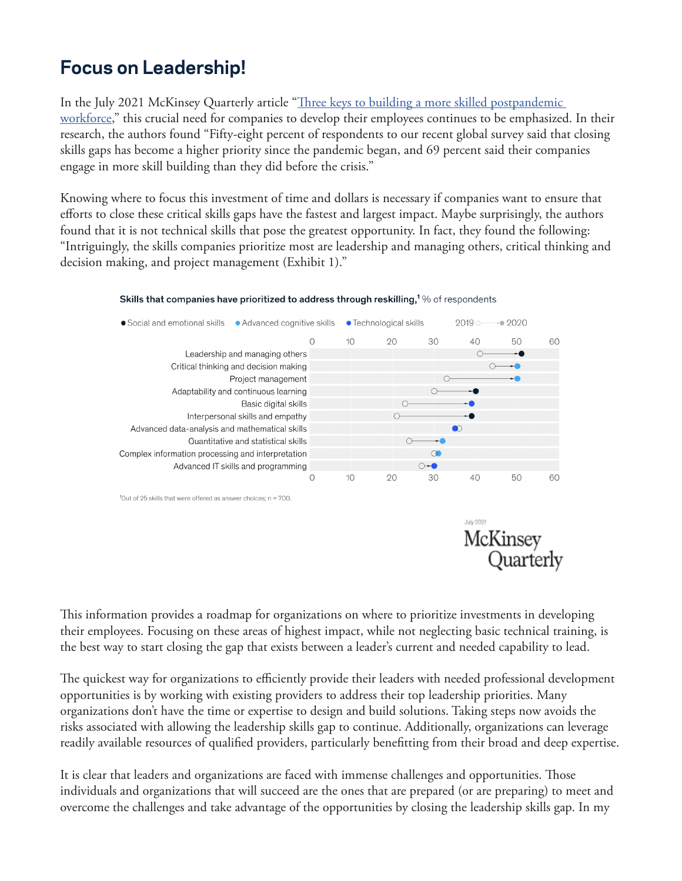## Focus on Leadership!

In the July 2021 McKinsey Quarterly article "Three keys to building a more skilled postpandemic workforce," this crucial need for companies to develop their employees continues to be emphasized. In their research, the authors found "Fifty-eight percent of respondents to our recent global survey said that closing skills gaps has become a higher priority since the pandemic began, and 69 percent said their companies engage in more skill building than they did before the crisis."

Knowing where to focus this investment of time and dollars is necessary if companies want to ensure that efforts to close these critical skills gaps have the fastest and largest impact. Maybe surprisingly, the authors found that it is not technical skills that pose the greatest opportunity. In fact, they found the following: "Intriguingly, the skills companies prioritize most are leadership and managing others, critical thinking and decision making, and project management (Exhibit 1)."

**Skills that companies have prioritized to address through reskilling,[1]** % of respondents

● Social and emotional skills ● Advanced cognitive skills ● Technological skills 2019 ○——● 2020

| Skill | 2019 | 2020 |
|---|---|---|
| Leadership and managing others | 40 | 50 |
| Critical thinking and decision making | 44 | 50 |
| Project management | 33 | 50 |
| Adaptability and continuous learning | 30 | 40 |
| Basic digital skills | 23 | 39 |
| Interpersonal skills and empathy | 21 | 39 |
| Advanced data-analysis and mathematical skills | 36 | 35 |
| Quantitative and statistical skills | 24 | 32 |
| Complex information processing and interpretation | 30 | 31 |
| Advanced IT skills and programming | 27 | 30 |

[1]Out of 25 skills that were offered as answer choices; n = 700.

July 2021
McKinsey Quarterly

This information provides a roadmap for organizations on where to prioritize investments in developing their employees. Focusing on these areas of highest impact, while not neglecting basic technical training, is the best way to start closing the gap that exists between a leader's current and needed capability to lead.

The quickest way for organizations to efficiently provide their leaders with needed professional development opportunities is by working with existing providers to address their top leadership priorities. Many organizations don't have the time or expertise to design and build solutions. Taking steps now avoids the risks associated with allowing the leadership skills gap to continue. Additionally, organizations can leverage readily available resources of qualified providers, particularly benefitting from their broad and deep expertise.

It is clear that leaders and organizations are faced with immense challenges and opportunities. Those individuals and organizations that will succeed are the ones that are prepared (or are preparing) to meet and overcome the challenges and take advantage of the opportunities by closing the leadership skills gap. In my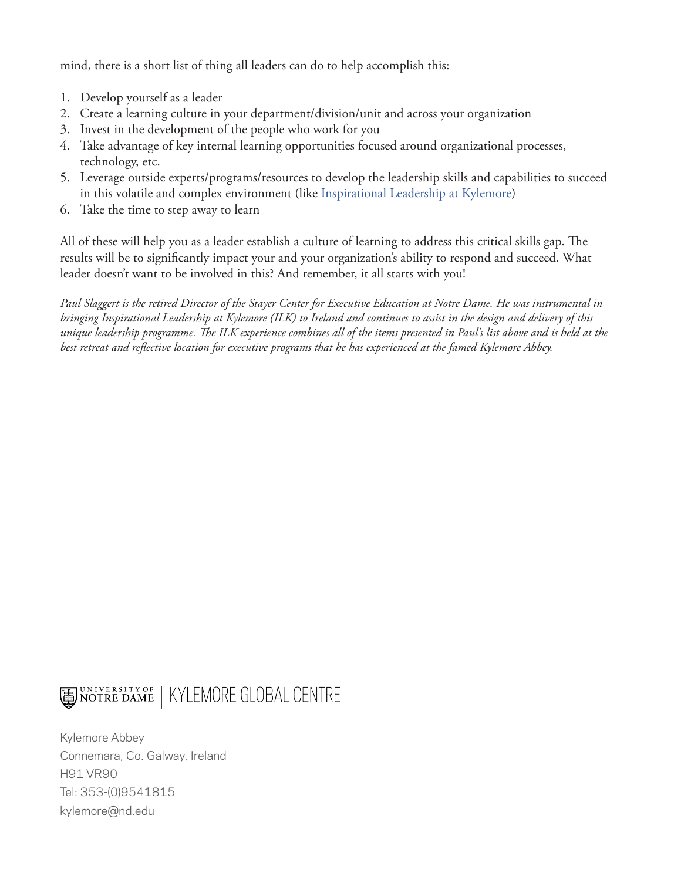mind, there is a short list of thing all leaders can do to help accomplish this:

1. Develop yourself as a leader
2. Create a learning culture in your department/division/unit and across your organization
3. Invest in the development of the people who work for you
4. Take advantage of key internal learning opportunities focused around organizational processes, technology, etc.
5. Leverage outside experts/programs/resources to develop the leadership skills and capabilities to succeed in this volatile and complex environment (like Inspirational Leadership at Kylemore)
6. Take the time to step away to learn

All of these will help you as a leader establish a culture of learning to address this critical skills gap. The results will be to significantly impact your and your organization's ability to respond and succeed. What leader doesn't want to be involved in this? And remember, it all starts with you!

*Paul Slaggert is the retired Director of the Stayer Center for Executive Education at Notre Dame. He was instrumental in bringing Inspirational Leadership at Kylemore (ILK) to Ireland and continues to assist in the design and delivery of this unique leadership programme. The ILK experience combines all of the items presented in Paul's list above and is held at the best retreat and reflective location for executive programs that he has experienced at the famed Kylemore Abbey.*

UNIVERSITY OF NOTRE DAME | KYLEMORE GLOBAL CENTRE

Kylemore Abbey
Connemara, Co. Galway, Ireland
H91 VR90
Tel: 353-(0)9541815
kylemore@nd.edu